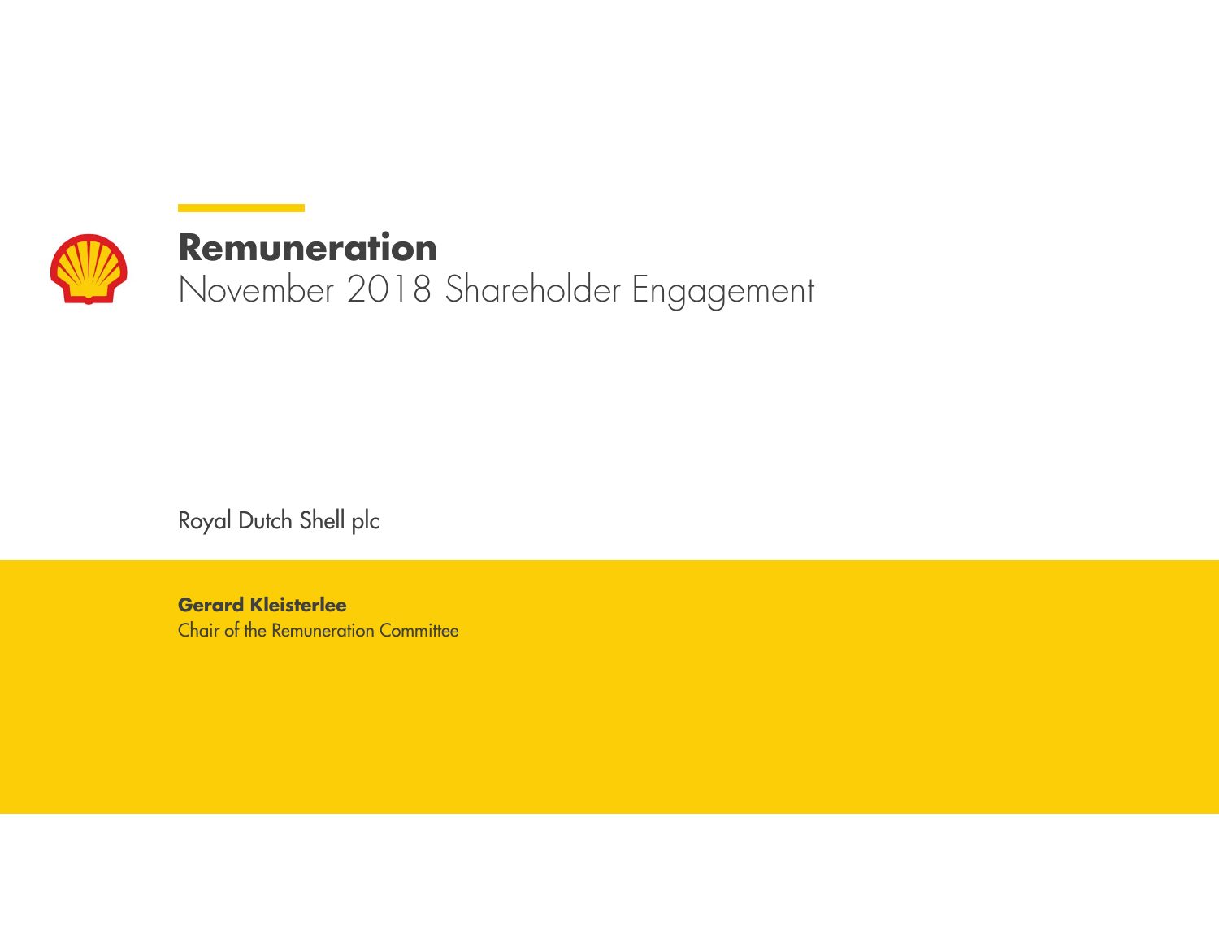# Remuneration

## November 2018 Shareholder Engagement

Royal Dutch Shell plc

**Gerard Kleisterlee**
Chair of the Remuneration Committee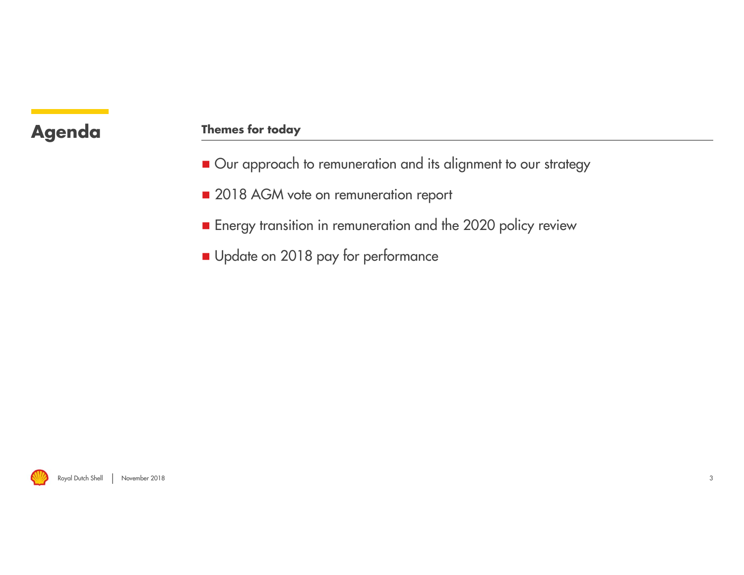# Agenda

**Themes for today**

- Our approach to remuneration and its alignment to our strategy
- 2018 AGM vote on remuneration report
- Energy transition in remuneration and the 2020 policy review
- Update on 2018 pay for performance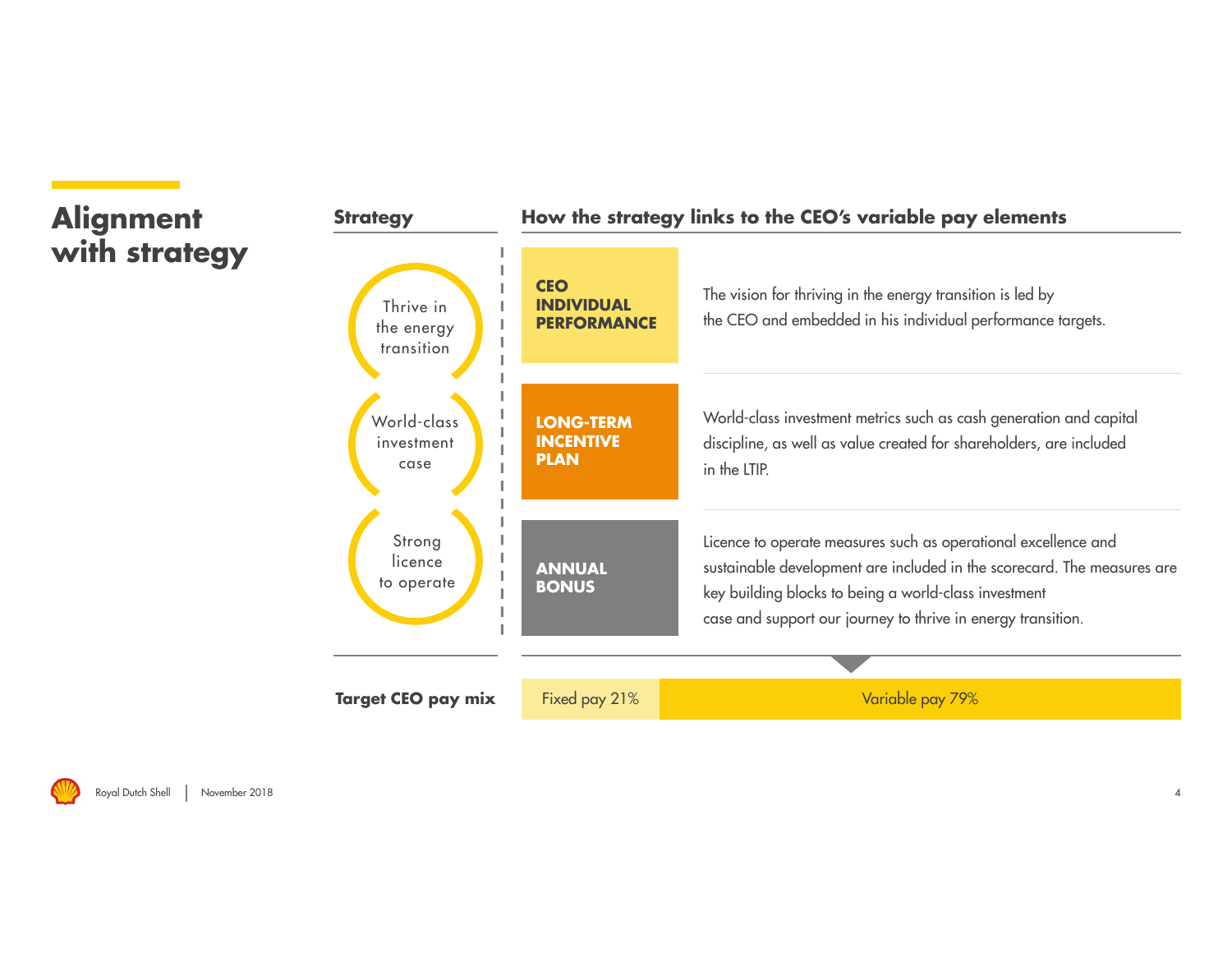# Alignment with strategy

| Strategy | How the strategy links to the CEO's variable pay elements | |
|---|---|---|
| Thrive in the energy transition | **CEO INDIVIDUAL PERFORMANCE** | The vision for thriving in the energy transition is led by the CEO and embedded in his individual performance targets. |
| World-class investment case | **LONG-TERM INCENTIVE PLAN** | World-class investment metrics such as cash generation and capital discipline, as well as value created for shareholders, are included in the LTIP. |
| Strong licence to operate | **ANNUAL BONUS** | Licence to operate measures such as operational excellence and sustainable development are included in the scorecard. The measures are key building blocks to being a world-class investment case and support our journey to thrive in energy transition. |

**Target CEO pay mix**

- Fixed pay 21%
- Variable pay 79%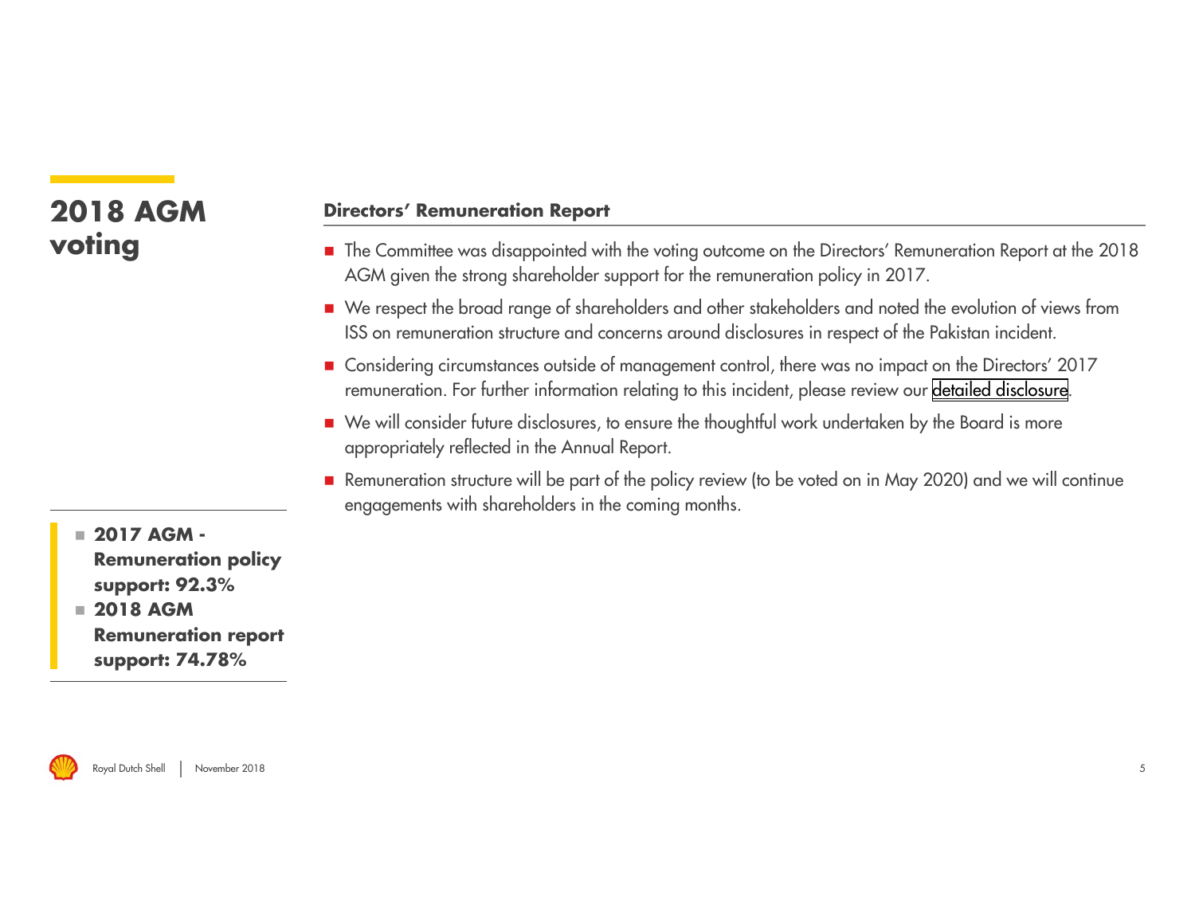# 2018 AGM voting

- **2017 AGM - Remuneration policy support: 92.3%**
- **2018 AGM Remuneration report support: 74.78%**

## Directors' Remuneration Report

- The Committee was disappointed with the voting outcome on the Directors' Remuneration Report at the 2018 AGM given the strong shareholder support for the remuneration policy in 2017.
- We respect the broad range of shareholders and other stakeholders and noted the evolution of views from ISS on remuneration structure and concerns around disclosures in respect of the Pakistan incident.
- Considering circumstances outside of management control, there was no impact on the Directors' 2017 remuneration. For further information relating to this incident, please review our detailed disclosure.
- We will consider future disclosures, to ensure the thoughtful work undertaken by the Board is more appropriately reflected in the Annual Report.
- Remuneration structure will be part of the policy review (to be voted on in May 2020) and we will continue engagements with shareholders in the coming months.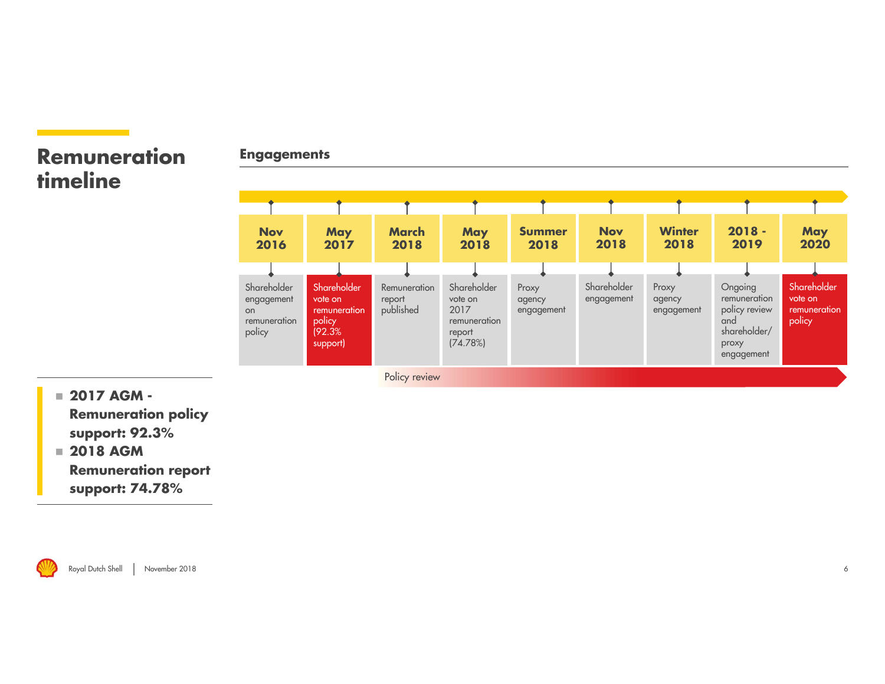# Remuneration timeline

## Engagements

| Nov 2016 | May 2017 | March 2018 | May 2018 | Summer 2018 | Nov 2018 | Winter 2018 | 2018 - 2019 | May 2020 |
|---|---|---|---|---|---|---|---|---|
| Shareholder engagement on remuneration policy | Shareholder vote on remuneration policy (92.3% support) | Remuneration report published | Shareholder vote on 2017 remuneration report (74.78%) | Proxy agency engagement | Shareholder engagement | Proxy agency engagement | Ongoing remuneration policy review and shareholder/ proxy engagement | Shareholder vote on remuneration policy |

Policy review

- **2017 AGM - Remuneration policy support: 92.3%**
- **2018 AGM Remuneration report support: 74.78%**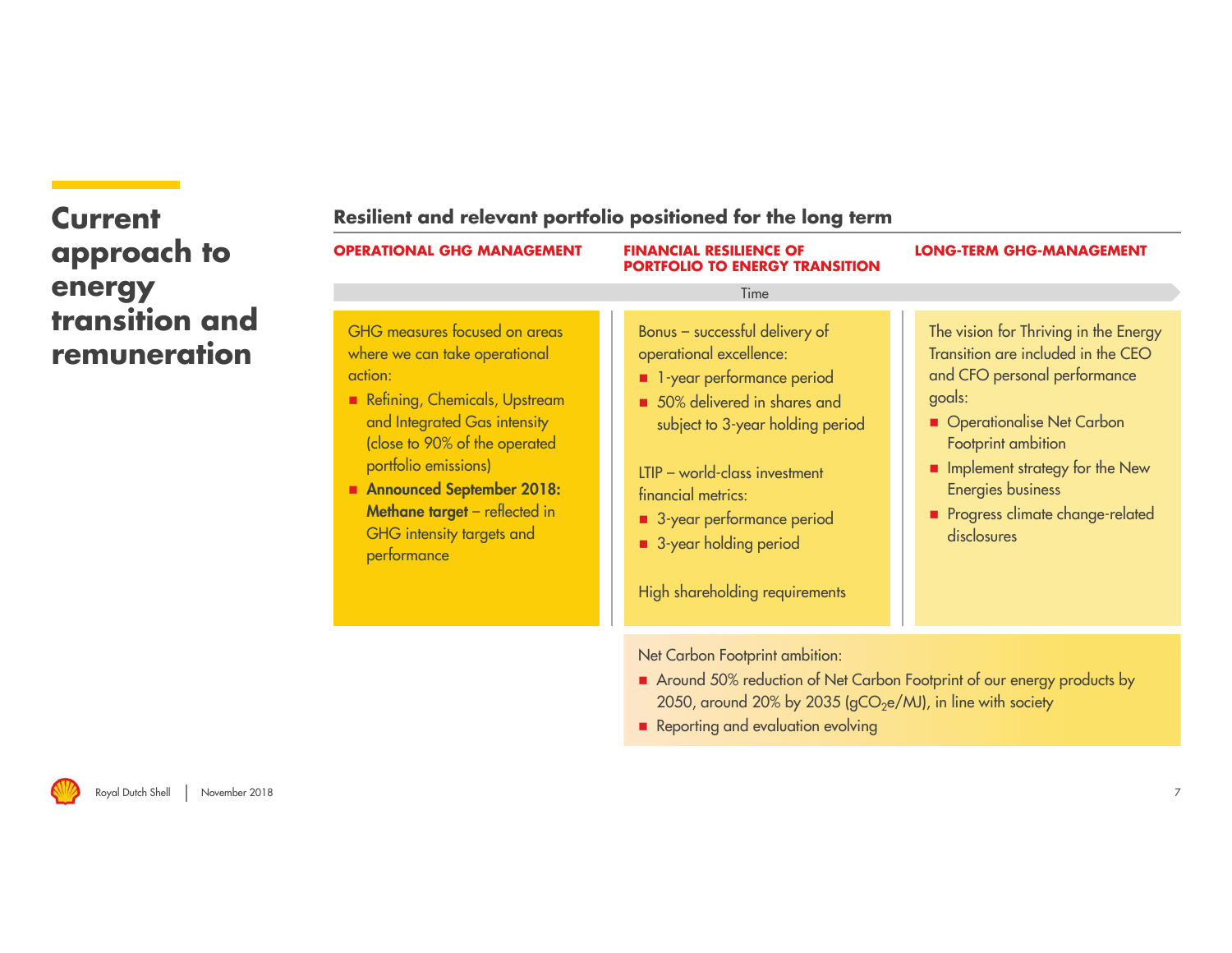# Current approach to energy transition and remuneration

## Resilient and relevant portfolio positioned for the long term

**OPERATIONAL GHG MANAGEMENT** | **FINANCIAL RESILIENCE OF PORTFOLIO TO ENERGY TRANSITION** | **LONG-TERM GHG-MANAGEMENT**

Time →

### OPERATIONAL GHG MANAGEMENT

GHG measures focused on areas where we can take operational action:

- Refining, Chemicals, Upstream and Integrated Gas intensity (close to 90% of the operated portfolio emissions)
- **Announced September 2018: Methane target** – reflected in GHG intensity targets and performance

### FINANCIAL RESILIENCE OF PORTFOLIO TO ENERGY TRANSITION

Bonus – successful delivery of operational excellence:

- 1-year performance period
- 50% delivered in shares and subject to 3-year holding period

LTIP – world-class investment financial metrics:

- 3-year performance period
- 3-year holding period

High shareholding requirements

### LONG-TERM GHG-MANAGEMENT

The vision for Thriving in the Energy Transition are included in the CEO and CFO personal performance goals:

- Operationalise Net Carbon Footprint ambition
- Implement strategy for the New Energies business
- Progress climate change-related disclosures

Net Carbon Footprint ambition:

- Around 50% reduction of Net Carbon Footprint of our energy products by 2050, around 20% by 2035 ($gCO_2e/MJ$), in line with society
- Reporting and evaluation evolving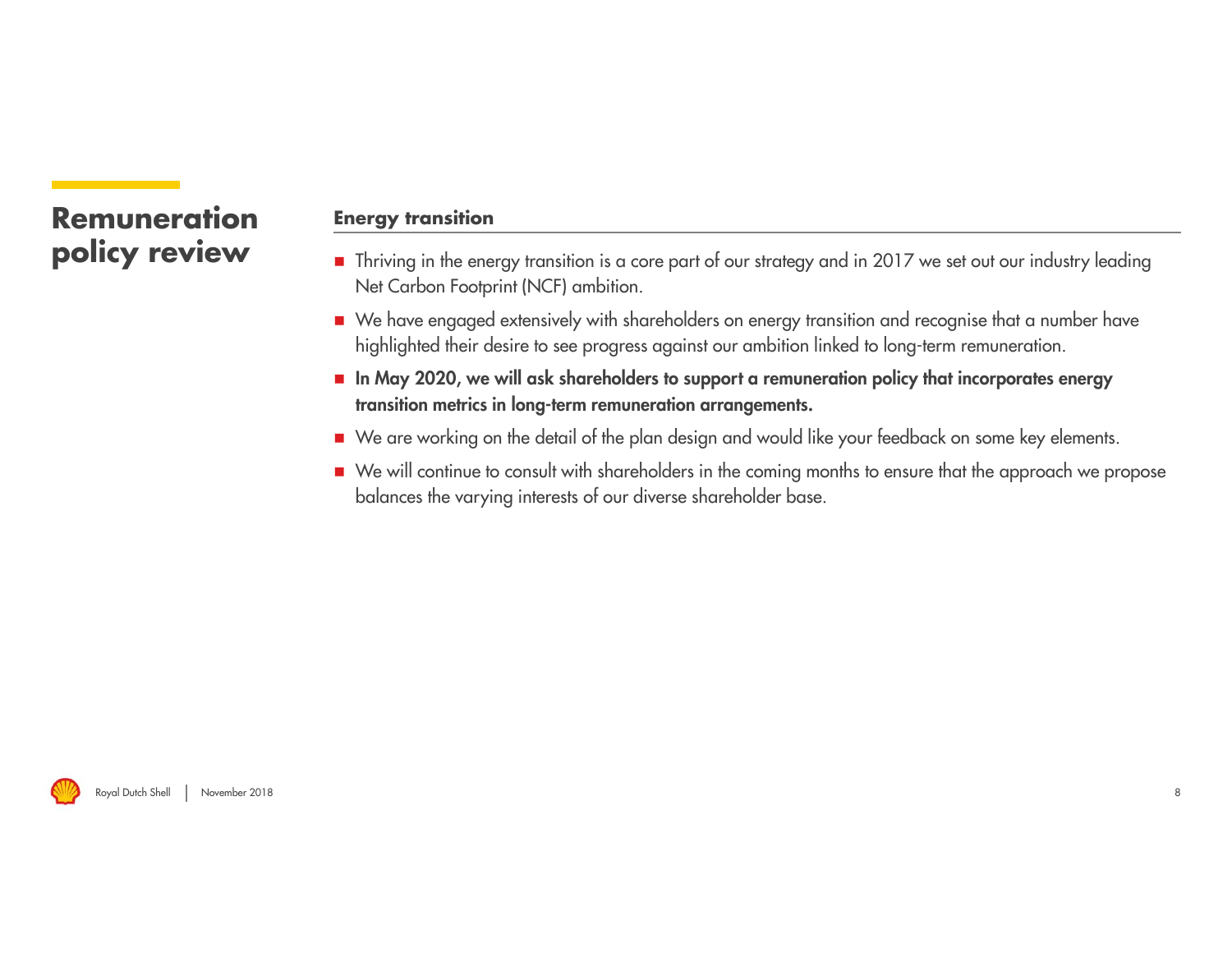# Remuneration policy review

## Energy transition

- Thriving in the energy transition is a core part of our strategy and in 2017 we set out our industry leading Net Carbon Footprint (NCF) ambition.
- We have engaged extensively with shareholders on energy transition and recognise that a number have highlighted their desire to see progress against our ambition linked to long-term remuneration.
- **In May 2020, we will ask shareholders to support a remuneration policy that incorporates energy transition metrics in long-term remuneration arrangements.**
- We are working on the detail of the plan design and would like your feedback on some key elements.
- We will continue to consult with shareholders in the coming months to ensure that the approach we propose balances the varying interests of our diverse shareholder base.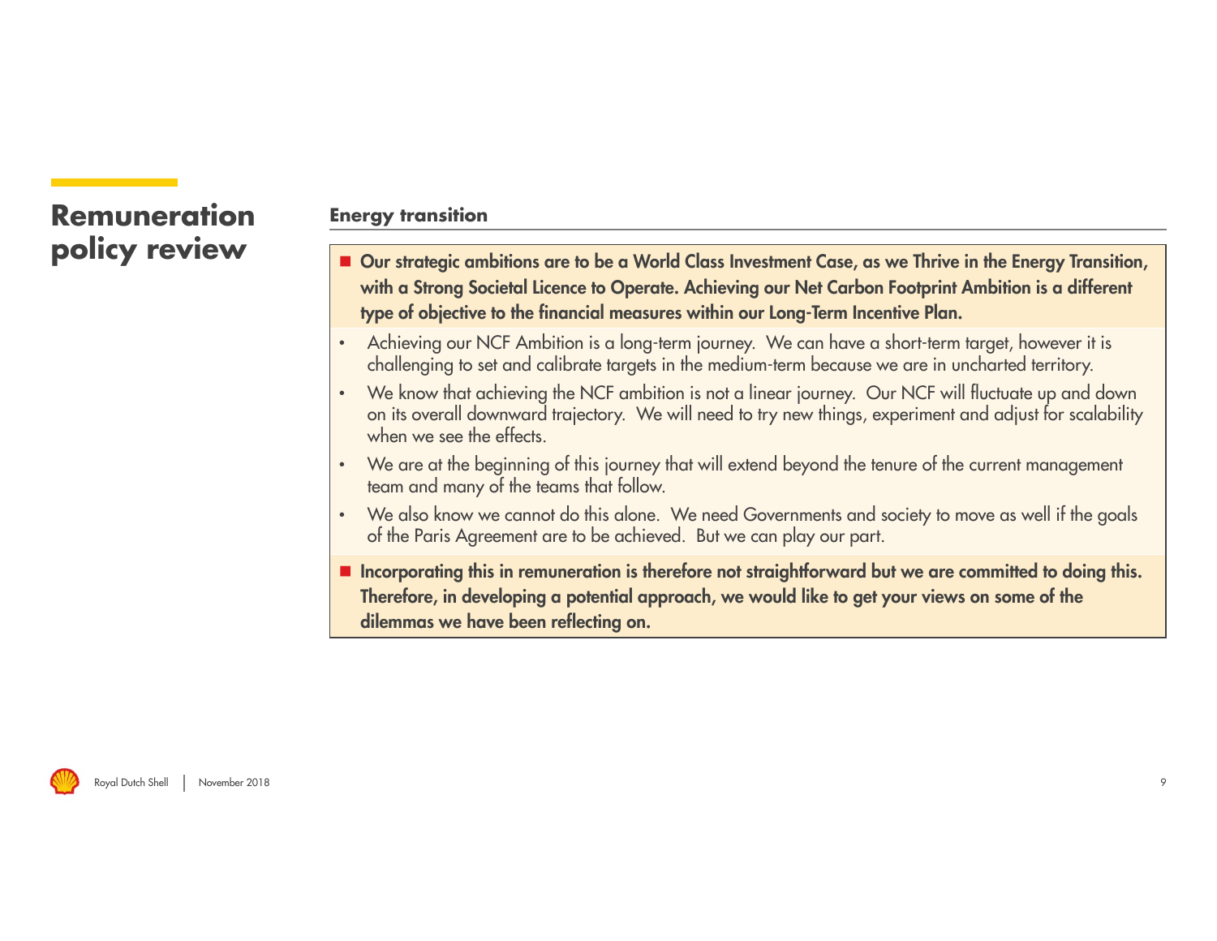# Remuneration policy review

## Energy transition

- **Our strategic ambitions are to be a World Class Investment Case, as we Thrive in the Energy Transition, with a Strong Societal Licence to Operate. Achieving our Net Carbon Footprint Ambition is a different type of objective to the financial measures within our Long-Term Incentive Plan.**
  - Achieving our NCF Ambition is a long-term journey. We can have a short-term target, however it is challenging to set and calibrate targets in the medium-term because we are in uncharted territory.
  - We know that achieving the NCF ambition is not a linear journey. Our NCF will fluctuate up and down on its overall downward trajectory. We will need to try new things, experiment and adjust for scalability when we see the effects.
  - We are at the beginning of this journey that will extend beyond the tenure of the current management team and many of the teams that follow.
  - We also know we cannot do this alone. We need Governments and society to move as well if the goals of the Paris Agreement are to be achieved. But we can play our part.
- **Incorporating this in remuneration is therefore not straightforward but we are committed to doing this. Therefore, in developing a potential approach, we would like to get your views on some of the dilemmas we have been reflecting on.**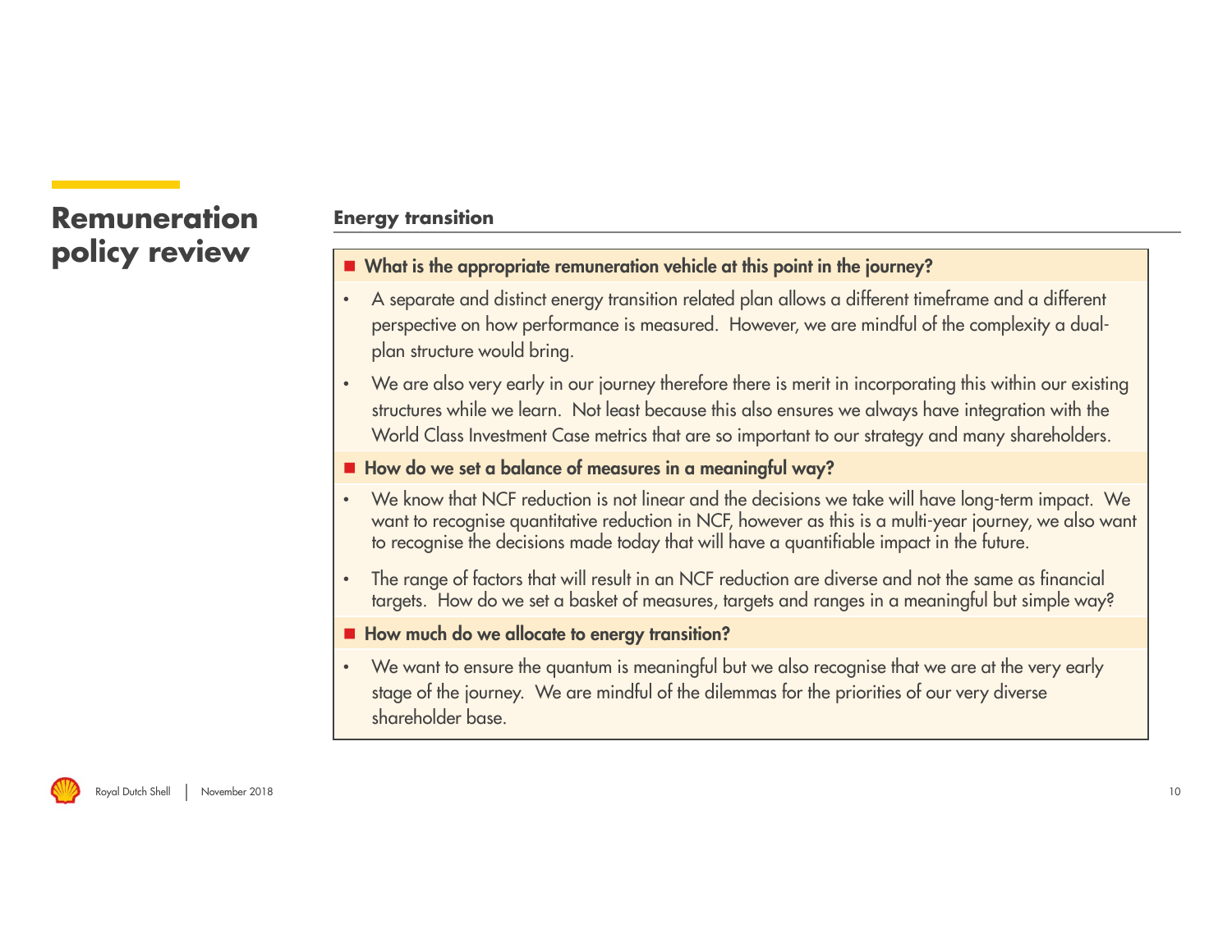# Remuneration policy review

## Energy transition

### What is the appropriate remuneration vehicle at this point in the journey?

- A separate and distinct energy transition related plan allows a different timeframe and a different perspective on how performance is measured. However, we are mindful of the complexity a dual-plan structure would bring.
- We are also very early in our journey therefore there is merit in incorporating this within our existing structures while we learn. Not least because this also ensures we always have integration with the World Class Investment Case metrics that are so important to our strategy and many shareholders.

### How do we set a balance of measures in a meaningful way?

- We know that NCF reduction is not linear and the decisions we take will have long-term impact. We want to recognise quantitative reduction in NCF, however as this is a multi-year journey, we also want to recognise the decisions made today that will have a quantifiable impact in the future.
- The range of factors that will result in an NCF reduction are diverse and not the same as financial targets. How do we set a basket of measures, targets and ranges in a meaningful but simple way?

### How much do we allocate to energy transition?

- We want to ensure the quantum is meaningful but we also recognise that we are at the very early stage of the journey. We are mindful of the dilemmas for the priorities of our very diverse shareholder base.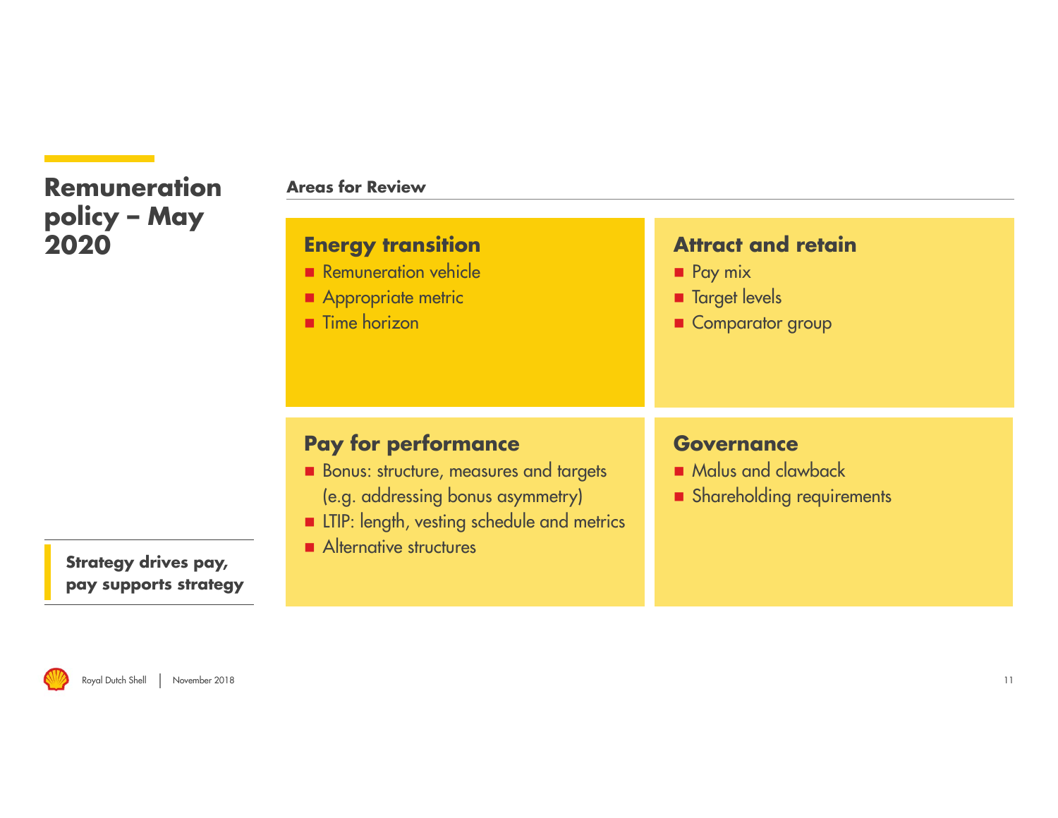# Remuneration policy – May 2020

**Strategy drives pay, pay supports strategy**

**Areas for Review**

## Energy transition

- Remuneration vehicle
- Appropriate metric
- Time horizon

## Attract and retain

- Pay mix
- Target levels
- Comparator group

## Pay for performance

- Bonus: structure, measures and targets (e.g. addressing bonus asymmetry)
- LTIP: length, vesting schedule and metrics
- Alternative structures

## Governance

- Malus and clawback
- Shareholding requirements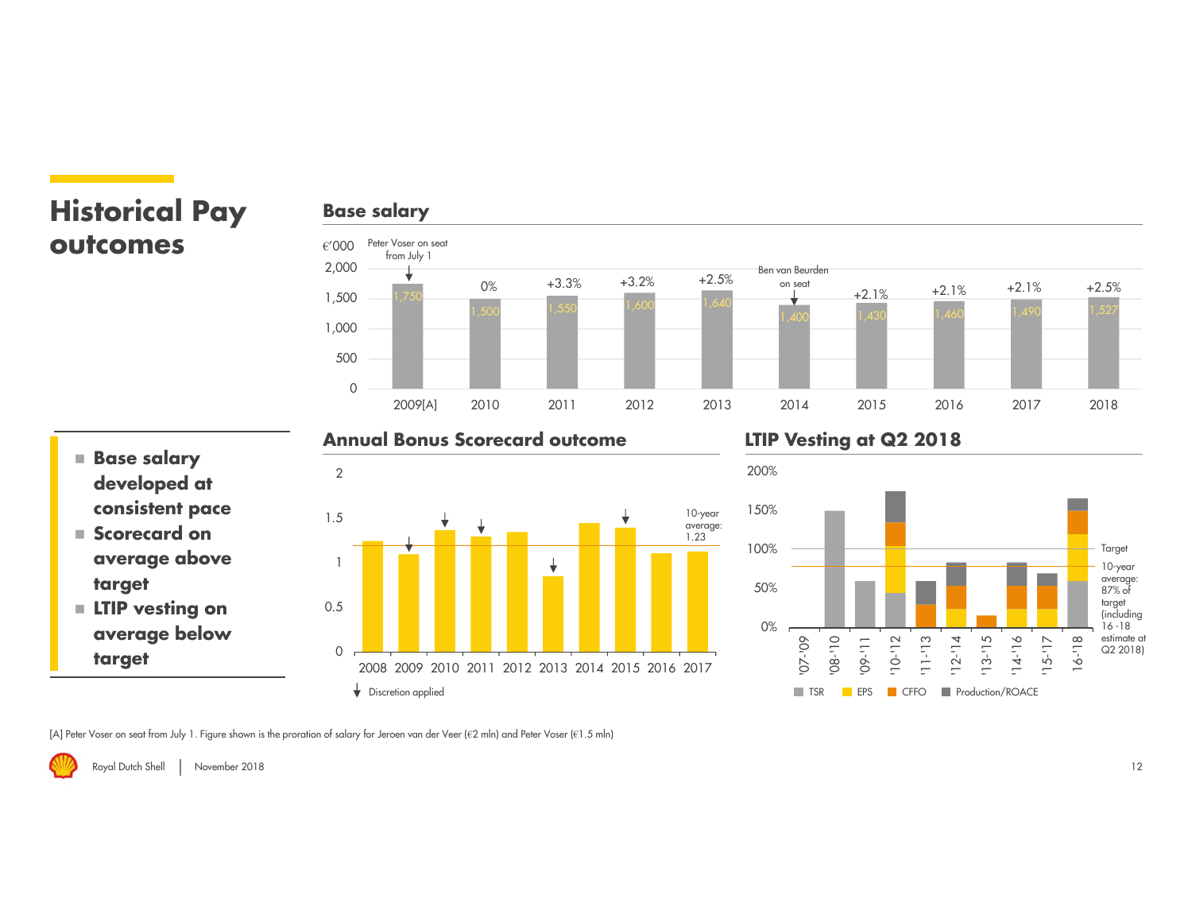# Historical Pay outcomes

- **Base salary developed at consistent pace**
- **Scorecard on average above target**
- **LTIP vesting on average below target**

## Base salary

€'000

Peter Voser on seat from July 1

Ben van Beurden on seat

| Year | Base salary (€'000) | Change |
|---|---|---|
| 2009[A] | 1,750 | |
| 2010 | 1,500 | 0% |
| 2011 | 1,550 | +3.3% |
| 2012 | 1,600 | +3.2% |
| 2013 | 1,640 | +2.5% |
| 2014 | 1,400 | |
| 2015 | 1,430 | +2.1% |
| 2016 | 1,460 | +2.1% |
| 2017 | 1,490 | +2.1% |
| 2018 | 1,527 | +2.5% |

## Annual Bonus Scorecard outcome

10-year average: 1.23

Years shown: 2008, 2009, 2010, 2011, 2012, 2013, 2014, 2015, 2016, 2017

↓ Discretion applied

## LTIP Vesting at Q2 2018

Target

10-year average: 87% of target (including 16 -18 estimate at Q2 2018)

Periods shown: '07-'09, '08-'10, '09-'11, '10-'12, '11-'13, '12-'14, '13-'15, '14-'16, '15-'17, '16-'18

TSR | EPS | CFFO | Production/ROACE

[A] Peter Voser on seat from July 1. Figure shown is the proration of salary for Jeroen van der Veer (€2 mln) and Peter Voser (€1.5 mln)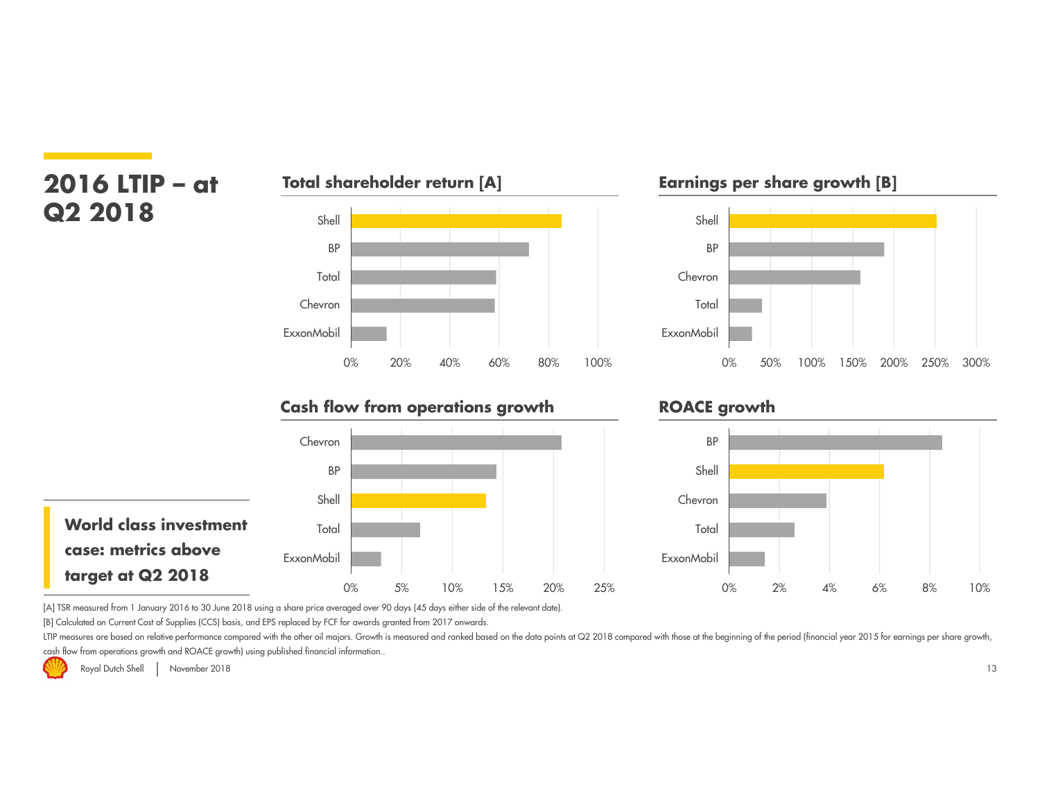# 2016 LTIP – at Q2 2018

### Total shareholder return [A]

Shell, BP, Total, Chevron, ExxonMobil

0% 20% 40% 60% 80% 100%

### Earnings per share growth [B]

Shell, BP, Chevron, Total, ExxonMobil

0% 50% 100% 150% 200% 250% 300%

### Cash flow from operations growth

Chevron, BP, Shell, Total, ExxonMobil

0% 5% 10% 15% 20% 25%

### ROACE growth

BP, Shell, Chevron, Total, ExxonMobil

0% 2% 4% 6% 8% 10%

**World class investment case: metrics above target at Q2 2018**

[A] TSR measured from 1 January 2016 to 30 June 2018 using a share price averaged over 90 days (45 days either side of the relevant date).

[B] Calculated on Current Cost of Supplies (CCS) basis, and EPS replaced by FCF for awards granted from 2017 onwards.

LTIP measures are based on relative performance compared with the other oil majors. Growth is measured and ranked based on the data points at Q2 2018 compared with those at the beginning of the period (financial year 2015 for earnings per share growth, cash flow from operations growth and ROACE growth) using published financial information..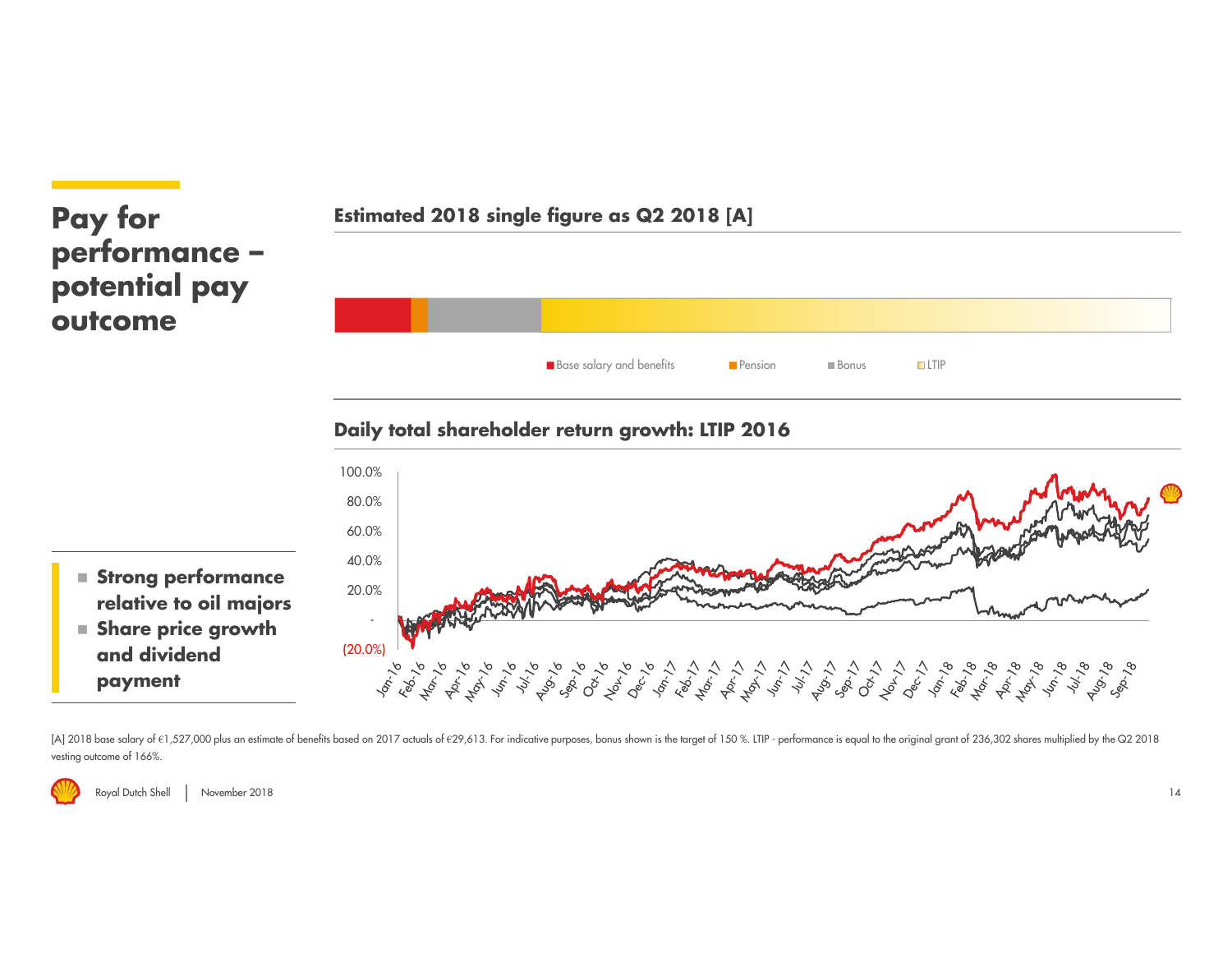# Pay for performance – potential pay outcome

- **Strong performance relative to oil majors**
- **Share price growth and dividend payment**

## Estimated 2018 single figure as Q2 2018 [A]

Base salary and benefits | Pension | Bonus | LTIP

## Daily total shareholder return growth: LTIP 2016

100.0%
80.0%
60.0%
40.0%
20.0%
-
(20.0%)

Jan-16, Feb-16, Mar-16, Apr-16, May-16, Jun-16, Jul-16, Aug-16, Sep-16, Oct-16, Nov-16, Dec-16, Jan-17, Feb-17, Mar-17, Apr-17, May-17, Jun-17, Jul-17, Aug-17, Sep-17, Oct-17, Nov-17, Dec-17, Jan-18, Feb-18, Mar-18, Apr-18, May-18, Jun-18, Jul-18, Aug-18, Sep-18

[A] 2018 base salary of €1,527,000 plus an estimate of benefits based on 2017 actuals of €29,613. For indicative purposes, bonus shown is the target of 150 %. LTIP - performance is equal to the original grant of 236,302 shares multiplied by the Q2 2018 vesting outcome of 166%.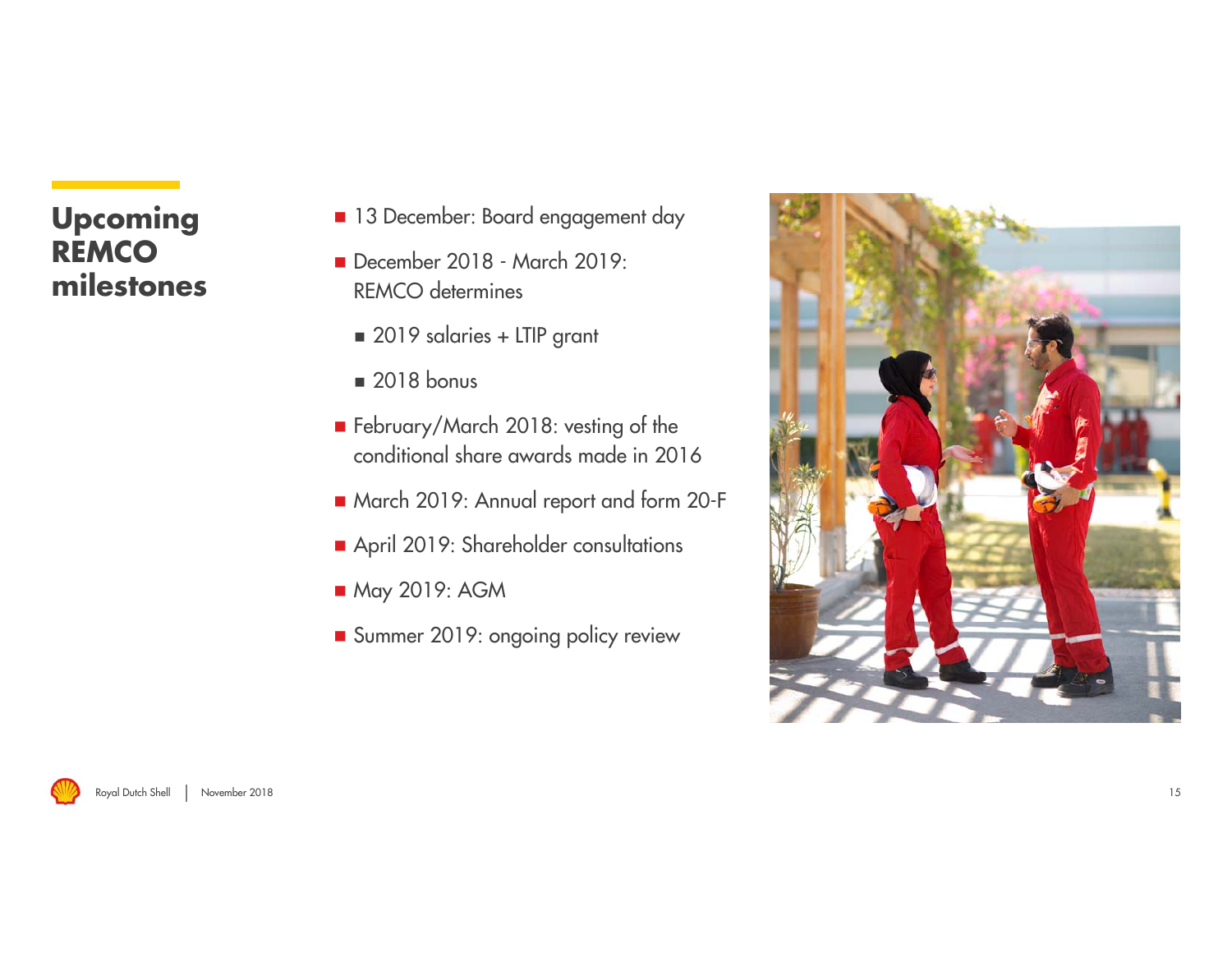# Upcoming REMCO milestones

- 13 December: Board engagement day
- December 2018 - March 2019: REMCO determines
  - 2019 salaries + LTIP grant
  - 2018 bonus
- February/March 2018: vesting of the conditional share awards made in 2016
- March 2019: Annual report and form 20-F
- April 2019: Shareholder consultations
- May 2019: AGM
- Summer 2019: ongoing policy review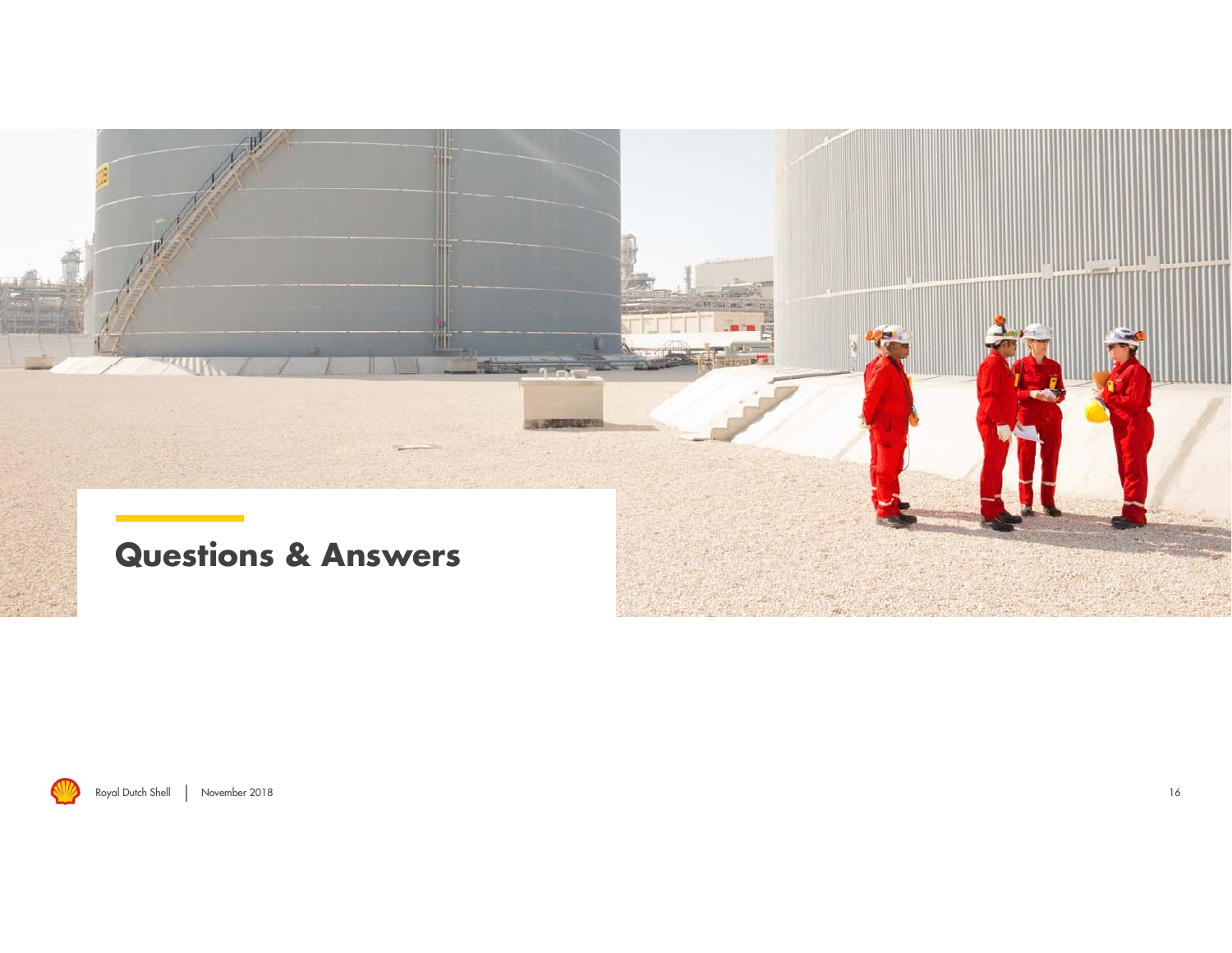# Questions & Answers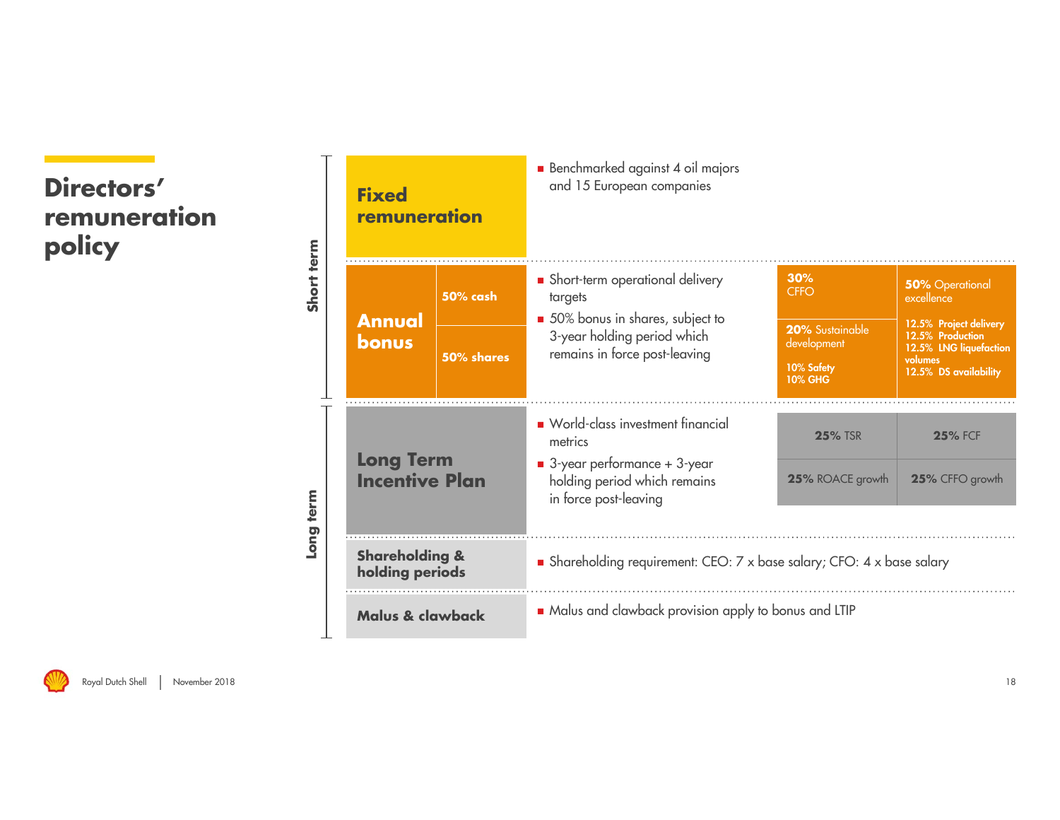# Directors' remuneration policy

## Short term

### Fixed remuneration

- Benchmarked against 4 oil majors and 15 European companies

### Annual bonus

- **50% cash**
- **50% shares**

- Short-term operational delivery targets
- 50% bonus in shares, subject to 3-year holding period which remains in force post-leaving

| | |
|---|---|
| **30%** CFFO | **50%** Operational excellence<br>**12.5% Project delivery**<br>**12.5% Production**<br>**12.5% LNG liquefaction volumes**<br>**12.5% DS availability** |
| **20%** Sustainable development<br>**10% Safety**<br>**10% GHG** | |

## Long term

### Long Term Incentive Plan

- World-class investment financial metrics
- 3-year performance + 3-year holding period which remains in force post-leaving

| | |
|---|---|
| **25%** TSR | **25%** FCF |
| **25%** ROACE growth | **25%** CFFO growth |

### Shareholding & holding periods

- Shareholding requirement: CEO: 7 x base salary; CFO: 4 x base salary

### Malus & clawback

- Malus and clawback provision apply to bonus and LTIP

Royal Dutch Shell | November 2018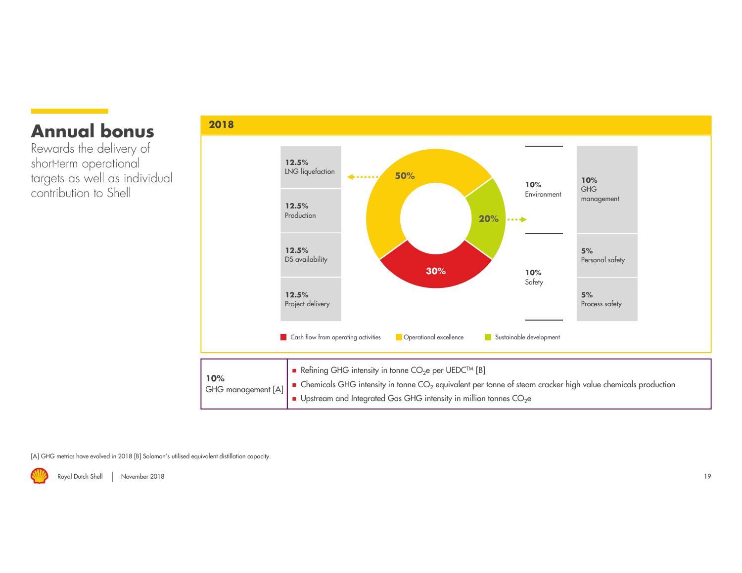# Annual bonus

Rewards the delivery of short-term operational targets as well as individual contribution to Shell

## 2018

- **30%** Cash flow from operating activities
- **50%** Operational excellence
  - **12.5%** LNG liquefaction
  - **12.5%** Production
  - **12.5%** DS availability
  - **12.5%** Project delivery
- **20%** Sustainable development
  - **10%** Environment
    - **10%** GHG management
  - **10%** Safety
    - **5%** Personal safety
    - **5%** Process safety

| **10%** GHG management [A] | |
|---|---|
| | ■ Refining GHG intensity in tonne $CO_2$e per UEDC™ [B] |
| | ■ Chemicals GHG intensity in tonne $CO_2$ equivalent per tonne of steam cracker high value chemicals production |
| | ■ Upstream and Integrated Gas GHG intensity in million tonnes $CO_2$e |

[A] GHG metrics have evolved in 2018 [B] Solomon's utilised equivalent distillation capacity.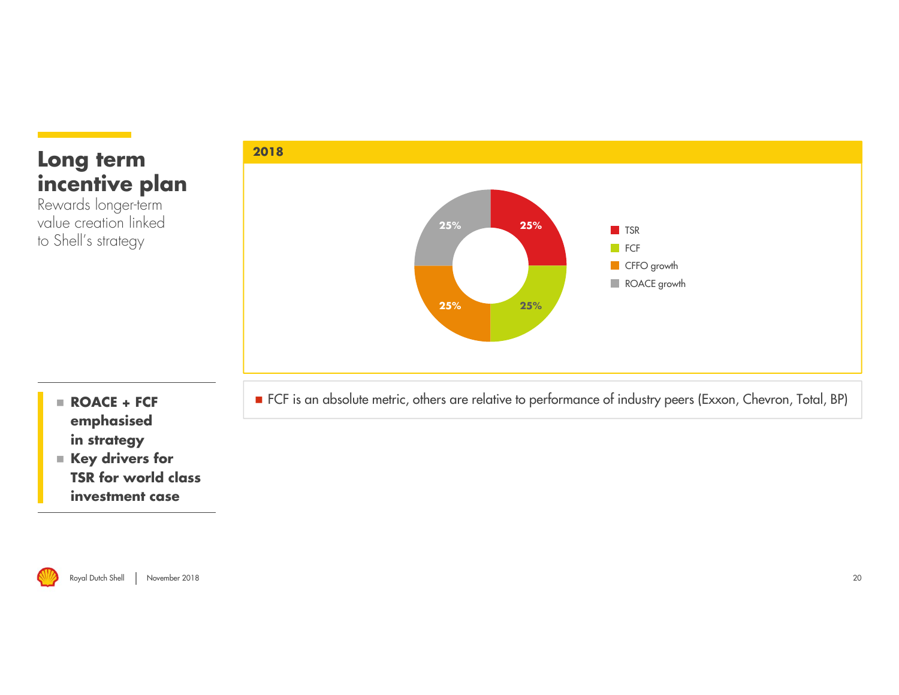# Long term incentive plan

Rewards longer-term value creation linked to Shell's strategy

**2018**

| Metric | Weight |
| --- | --- |
| TSR | 25% |
| FCF | 25% |
| CFFO growth | 25% |
| ROACE growth | 25% |

- **ROACE + FCF emphasised in strategy**
- **Key drivers for TSR for world class investment case**

- FCF is an absolute metric, others are relative to performance of industry peers (Exxon, Chevron, Total, BP)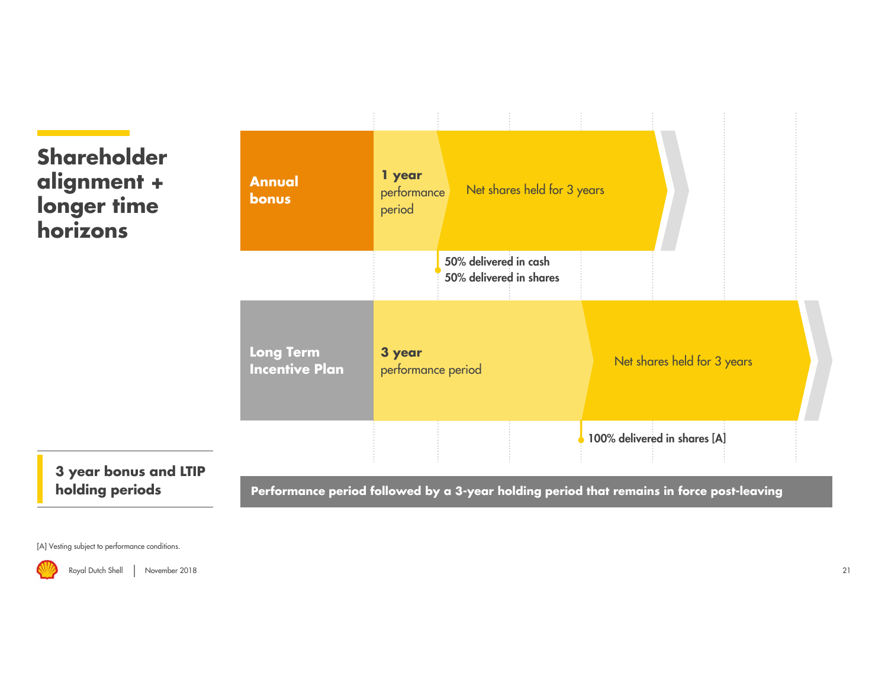# Shareholder alignment + longer time horizons

**Annual bonus**

**1 year** performance period

Net shares held for 3 years

50% delivered in cash
50% delivered in shares

**Long Term Incentive Plan**

**3 year** performance period

Net shares held for 3 years

100% delivered in shares [A]

**3 year bonus and LTIP holding periods**

**Performance period followed by a 3-year holding period that remains in force post-leaving**

[A] Vesting subject to performance conditions.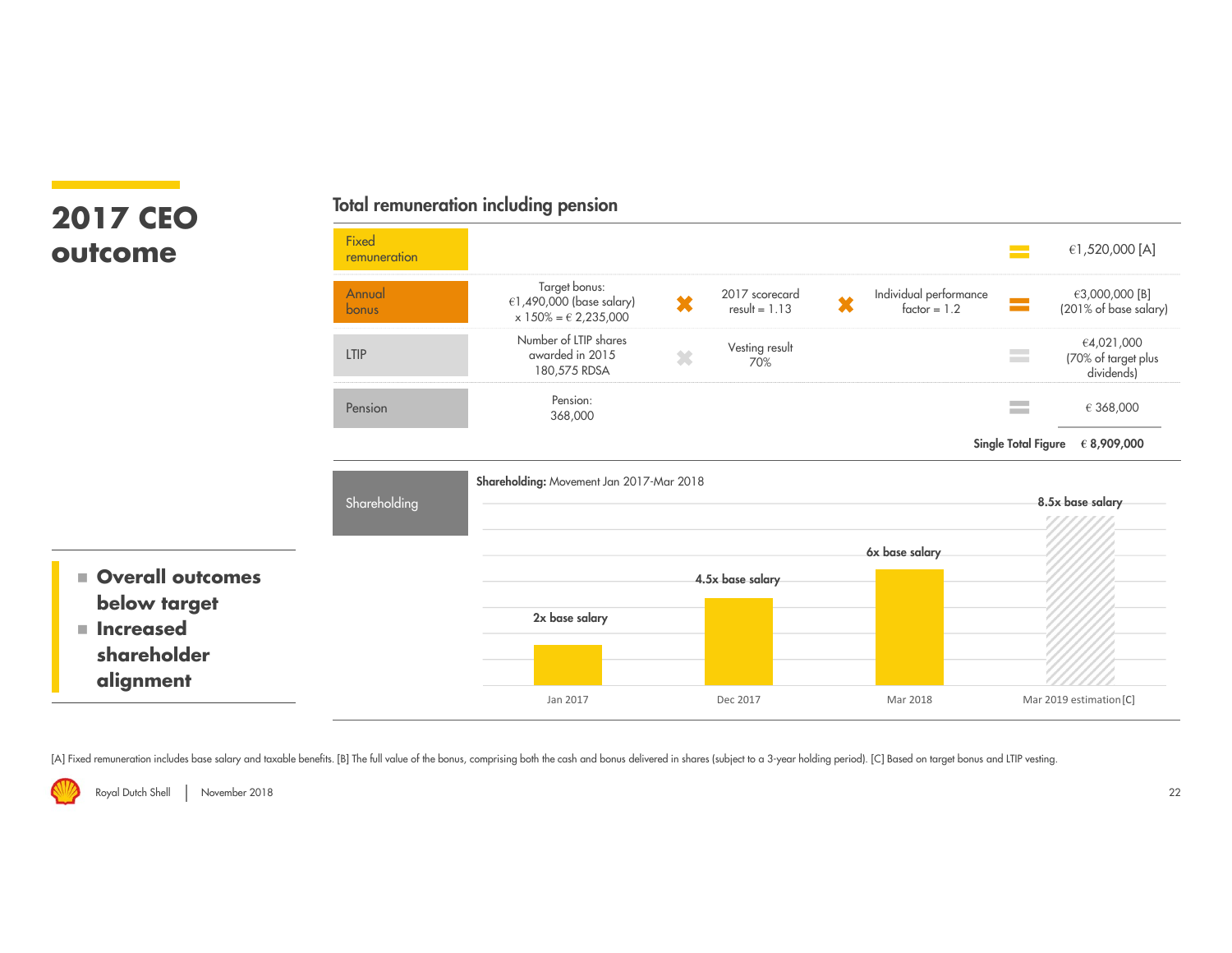# 2017 CEO outcome

## Total remuneration including pension

| Component | | | | | | | |
|---|---|---|---|---|---|---|---|
| Fixed remuneration | | | | | | = | €1,520,000 [A] |
| Annual bonus | Target bonus: €1,490,000 (base salary) x 150% = € 2,235,000 | × | 2017 scorecard result = 1.13 | × | Individual performance factor = 1.2 | = | €3,000,000 [B] (201% of base salary) |
| LTIP | Number of LTIP shares awarded in 2015 180,575 RDSA | × | Vesting result 70% | | | = | €4,021,000 (70% of target plus dividends) |
| Pension | Pension: 368,000 | | | | | = | € 368,000 |
| | | | | | | **Single Total Figure** | **€ 8,909,000** |

## Shareholding

**Shareholding:** Movement Jan 2017-Mar 2018

| Date | Shareholding |
|---|---|
| Jan 2017 | 2x base salary |
| Dec 2017 | 4.5x base salary |
| Mar 2018 | 6x base salary |
| Mar 2019 estimation [C] | 8.5x base salary |

- **Overall outcomes below target**
- **Increased shareholder alignment**

[A] Fixed remuneration includes base salary and taxable benefits. [B] The full value of the bonus, comprising both the cash and bonus delivered in shares (subject to a 3-year holding period). [C] Based on target bonus and LTIP vesting.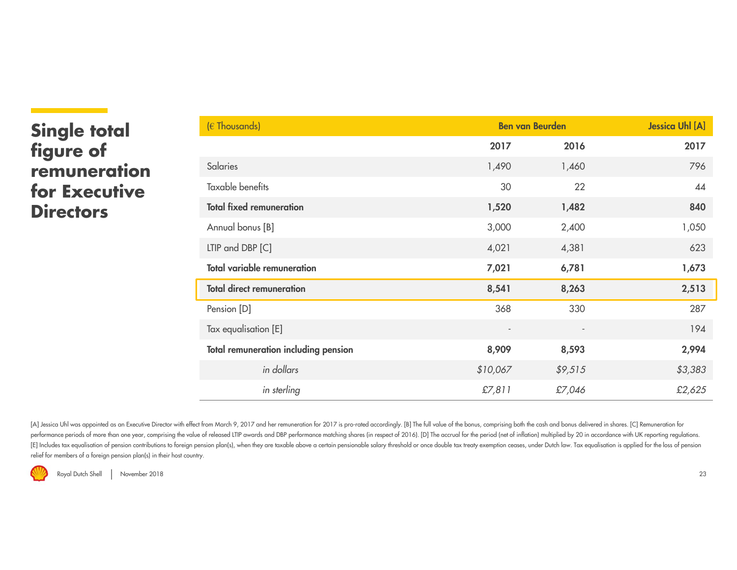# Single total figure of remuneration for Executive Directors

| (€ Thousands) | Ben van Beurden | | Jessica Uhl [A] |
|---|---|---|---|
| | **2017** | **2016** | **2017** |
| Salaries | 1,490 | 1,460 | 796 |
| Taxable benefits | 30 | 22 | 44 |
| **Total fixed remuneration** | **1,520** | **1,482** | **840** |
| Annual bonus [B] | 3,000 | 2,400 | 1,050 |
| LTIP and DBP [C] | 4,021 | 4,381 | 623 |
| **Total variable remuneration** | **7,021** | **6,781** | **1,673** |
| **Total direct remuneration** | **8,541** | **8,263** | **2,513** |
| Pension [D] | 368 | 330 | 287 |
| Tax equalisation [E] | - | - | 194 |
| **Total remuneration including pension** | **8,909** | **8,593** | **2,994** |
| *in dollars* | *$10,067* | *$9,515* | *$3,383* |
| *in sterling* | *£7,811* | *£7,046* | *£2,625* |

[A] Jessica Uhl was appointed as an Executive Director with effect from March 9, 2017 and her remuneration for 2017 is pro-rated accordingly. [B] The full value of the bonus, comprising both the cash and bonus delivered in shares. [C] Remuneration for performance periods of more than one year, comprising the value of released LTIP awards and DBP performance matching shares (in respect of 2016). [D] The accrual for the period (net of inflation) multiplied by 20 in accordance with UK reporting regulations. [E] Includes tax equalisation of pension contributions to foreign pension plan(s), when they are taxable above a certain pensionable salary threshold or once double tax treaty exemption ceases, under Dutch law. Tax equalisation is applied for the loss of pension relief for members of a foreign pension plan(s) in their host country.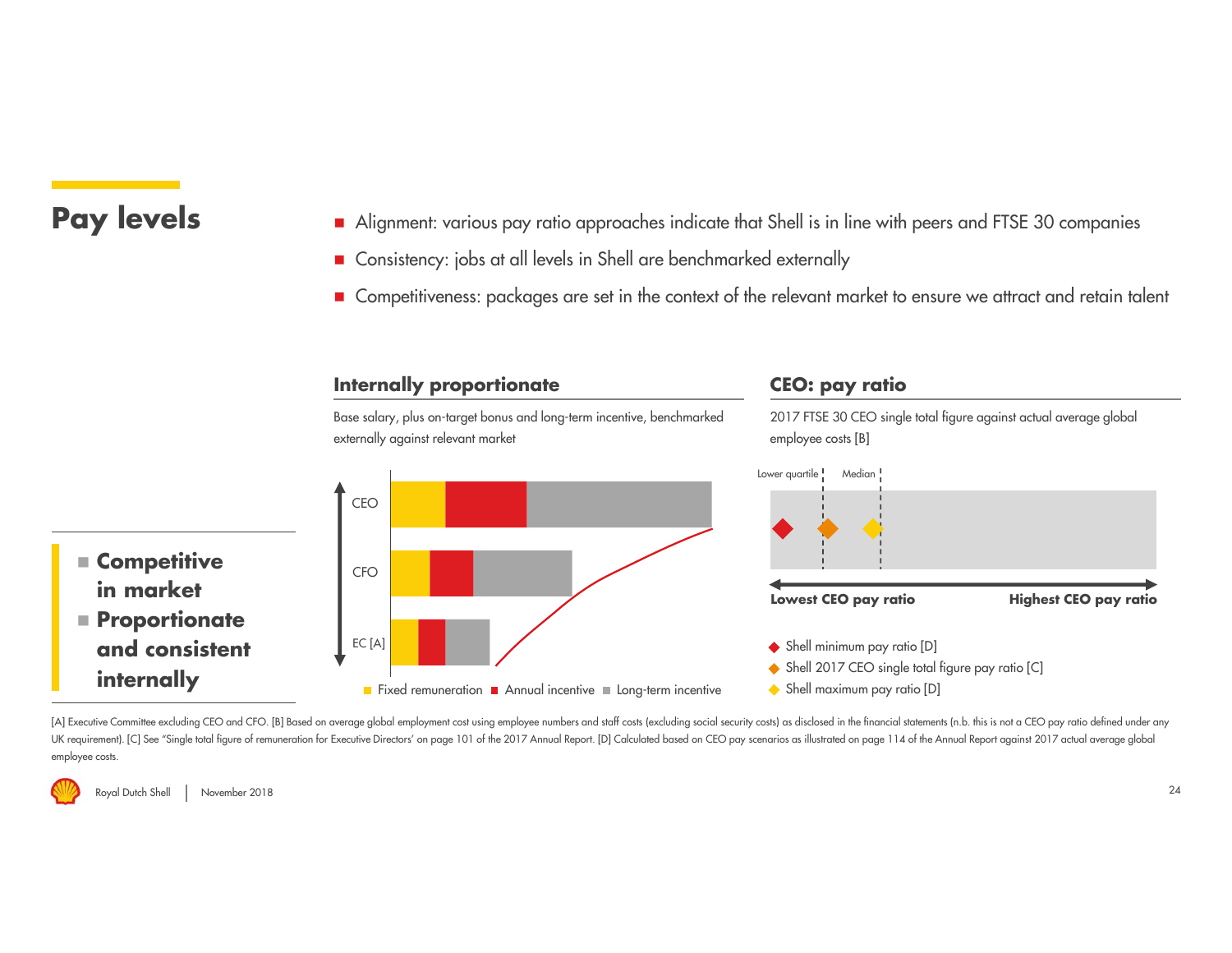# Pay levels

- Alignment: various pay ratio approaches indicate that Shell is in line with peers and FTSE 30 companies
- Consistency: jobs at all levels in Shell are benchmarked externally
- Competitiveness: packages are set in the context of the relevant market to ensure we attract and retain talent

## Internally proportionate

Base salary, plus on-target bonus and long-term incentive, benchmarked externally against relevant market

CEO

CFO

EC [A]

Fixed remuneration ■ Annual incentive ■ Long-term incentive

## CEO: pay ratio

2017 FTSE 30 CEO single total figure against actual average global employee costs [B]

Lower quartile | Median

**Lowest CEO pay ratio** | **Highest CEO pay ratio**

- Shell minimum pay ratio [D]
- Shell 2017 CEO single total figure pay ratio [C]
- Shell maximum pay ratio [D]

- **Competitive in market**
- **Proportionate and consistent internally**

[A] Executive Committee excluding CEO and CFO. [B] Based on average global employment cost using employee numbers and staff costs (excluding social security costs) as disclosed in the financial statements (n.b. this is not a CEO pay ratio defined under any UK requirement). [C] See "Single total figure of remuneration for Executive Directors' on page 101 of the 2017 Annual Report. [D] Calculated based on CEO pay scenarios as illustrated on page 114 of the Annual Report against 2017 actual average global employee costs.

Royal Dutch Shell | November 2018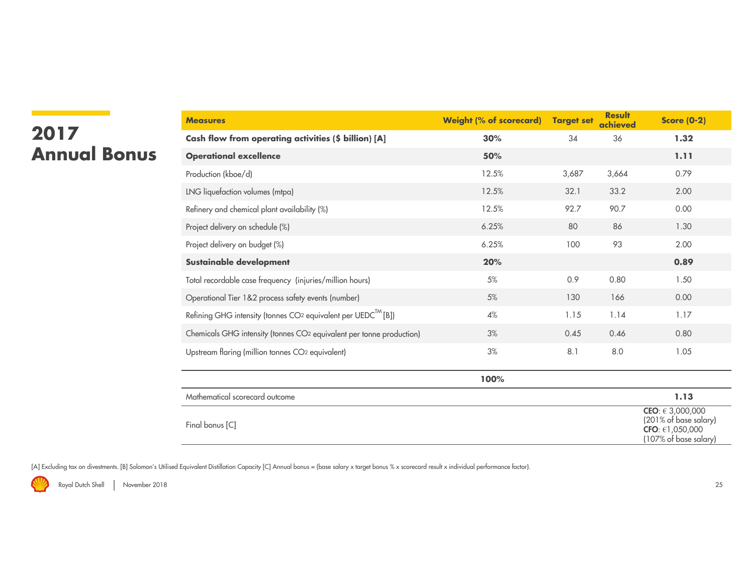# 2017 Annual Bonus

| Measures | Weight (% of scorecard) | Target set | Result achieved | Score (0-2) |
|---|---|---|---|---|
| **Cash flow from operating activities ($ billion) [A]** | **30%** | 34 | 36 | **1.32** |
| **Operational excellence** | **50%** | | | **1.11** |
| Production (kboe/d) | 12.5% | 3,687 | 3,664 | 0.79 |
| LNG liquefaction volumes (mtpa) | 12.5% | 32.1 | 33.2 | 2.00 |
| Refinery and chemical plant availability (%) | 12.5% | 92.7 | 90.7 | 0.00 |
| Project delivery on schedule (%) | 6.25% | 80 | 86 | 1.30 |
| Project delivery on budget (%) | 6.25% | 100 | 93 | 2.00 |
| **Sustainable development** | **20%** | | | **0.89** |
| Total recordable case frequency (injuries/million hours) | 5% | 0.9 | 0.80 | 1.50 |
| Operational Tier 1&2 process safety events (number) | 5% | 130 | 166 | 0.00 |
| Refining GHG intensity (tonnes $CO_2$ equivalent per UEDC™ [B]) | 4% | 1.15 | 1.14 | 1.17 |
| Chemicals GHG intensity (tonnes $CO_2$ equivalent per tonne production) | 3% | 0.45 | 0.46 | 0.80 |
| Upstream flaring (million tonnes $CO_2$ equivalent) | 3% | 8.1 | 8.0 | 1.05 |
| | **100%** | | | |
| Mathematical scorecard outcome | | | | **1.13** |
| Final bonus [C] | | | | **CEO**: € 3,000,000 (201% of base salary) **CFO**: €1,050,000 (107% of base salary) |

[A] Excluding tax on divestments. [B] Solomon's Utilised Equivalent Distillation Capacity [C] Annual bonus = (base salary x target bonus % x scorecard result x individual performance factor).

Royal Dutch Shell | November 2018